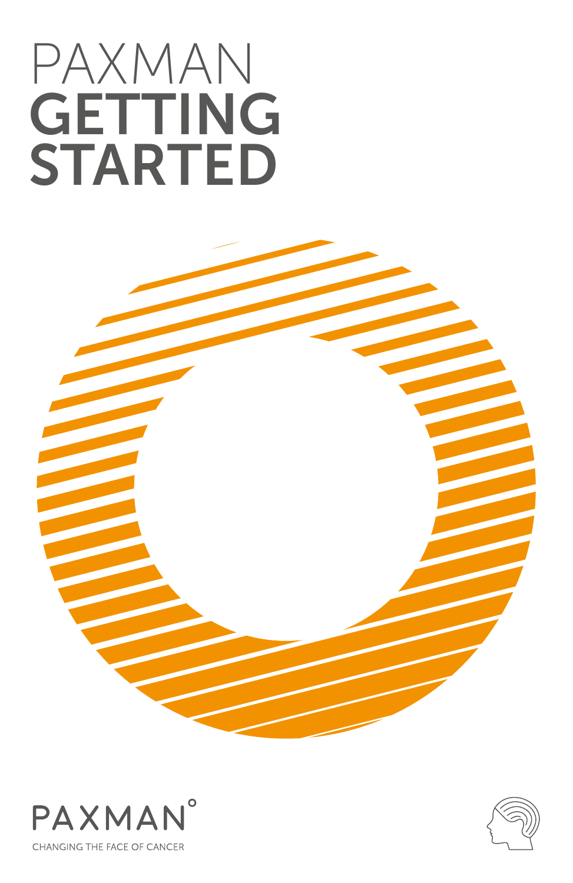# PAXMAN GETTING STARTED

PAXMAN

CHANGING THE FACE OF CANCER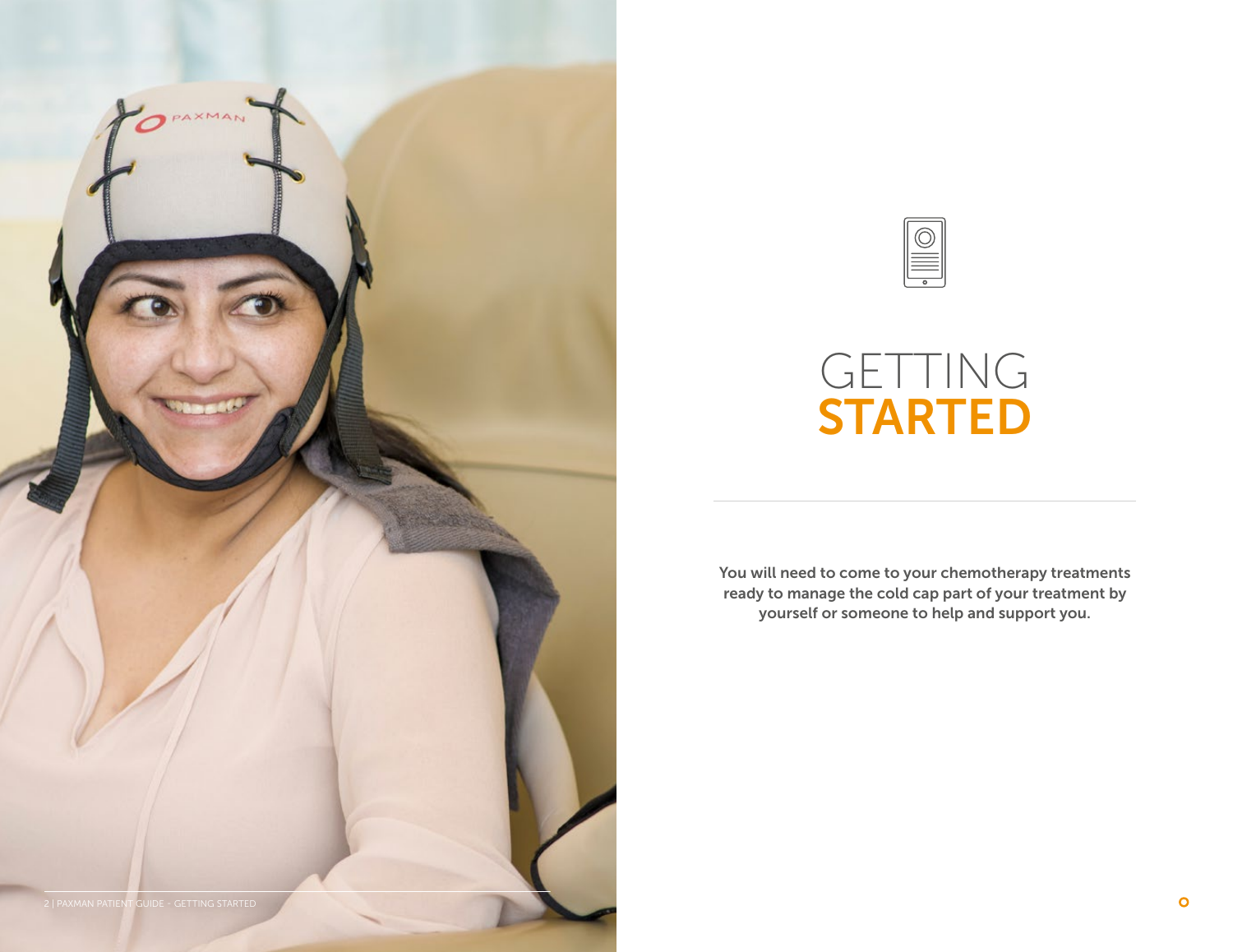# GETTING STARTED

You will need to come to your chemotherapy treatments ready to manage the cold cap part of your treatment by yourself or someone to help and support you.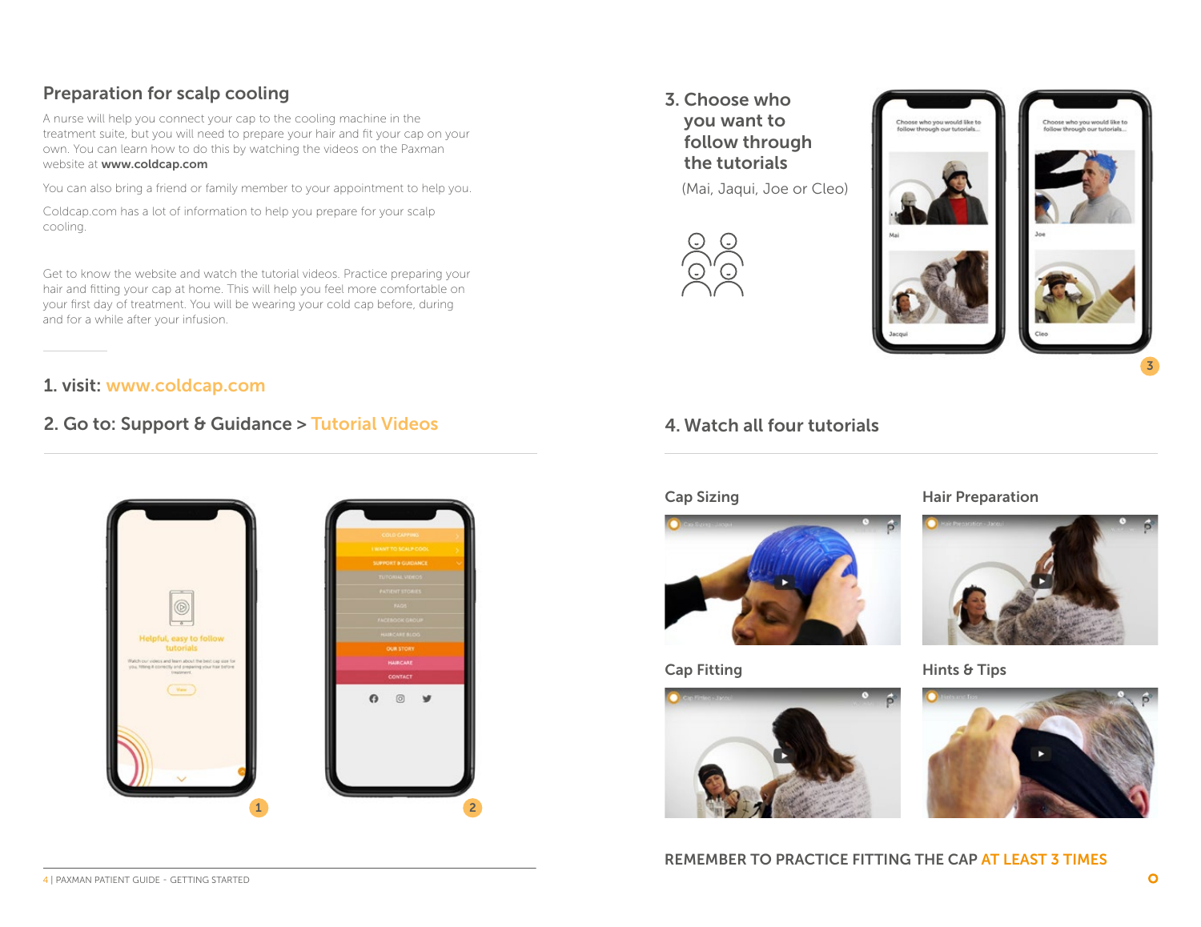## Preparation for scalp cooling

A nurse will help you connect your cap to the cooling machine in the treatment suite, but you will need to prepare your hair and fit your cap on your own. You can learn how to do this by watching the videos on the Paxman website at **www.coldcap.com**

You can also bring a friend or family member to your appointment to help you.

Coldcap.com has a lot of information to help you prepare for your scalp cooling.

Get to know the website and watch the tutorial videos. Practice preparing your hair and fitting your cap at home. This will help you feel more comfortable on your first day of treatment. You will be wearing your cold cap before, during and for a while after your infusion.

### 1. visit: www.coldcap.com

### 2. Go to: Support & Guidance > Tutorial Videos

### 3. Choose who you want to follow through the tutorials

(Mai, Jaqui, Joe or Cleo)

### 4. Watch all four tutorials

**Cap Sizing**

**Hair Preparation**

**Cap Fitting**

**Hints & Tips**

REMEMBER TO PRACTICE FITTING THE CAP AT LEAST 3 TIMES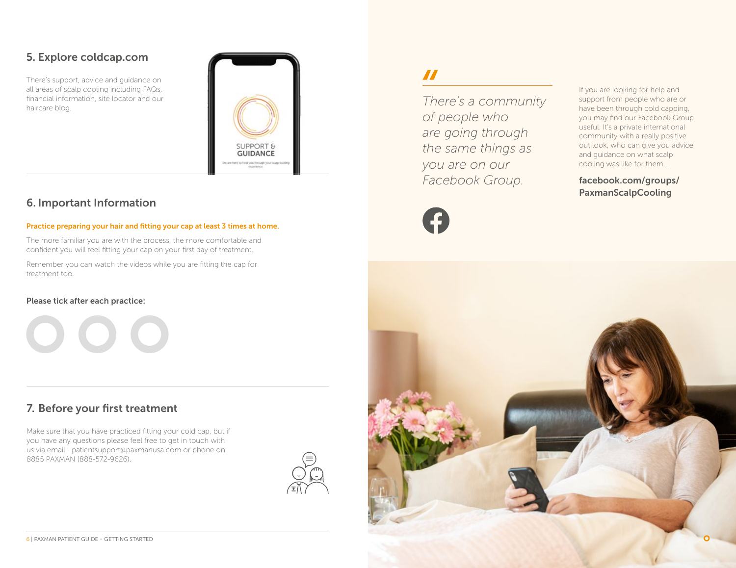## 5. Explore coldcap.com

There's support, advice and guidance on all areas of scalp cooling including FAQs, financial information, site locator and our haircare blog.

## 6. Important Information

**Practice preparing your hair and fitting your cap at least 3 times at home.**

The more familiar you are with the process, the more comfortable and confident you will feel fitting your cap on your first day of treatment.

Remember you can watch the videos while you are fitting the cap for treatment too.

**Please tick after each practice:**

## 7. Before your first treatment

Make sure that you have practiced fitting your cold cap, but if you have any questions please feel free to get in touch with us via email - patientsupport@paxmanusa.com or phone on 8885 PAXMAN (888-572-9626).

*"There's a community of people who are going through the same things as you are on our Facebook Group.*

If you are looking for help and support from people who are or have been through cold capping, you may find our Facebook Group useful. It's a private international community with a really positive out look, who can give you advice and guidance on what scalp cooling was like for them...

**facebook.com/groups/PaxmanScalpCooling**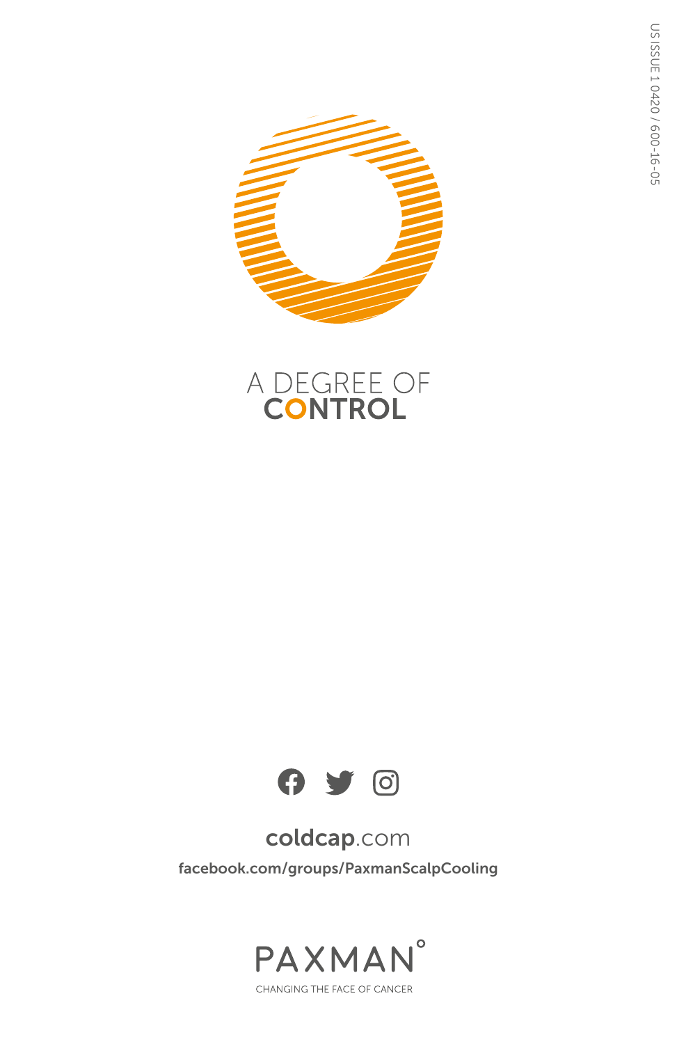A DEGREE OF
**CONTROL**

**coldcap**.com

facebook.com/groups/PaxmanScalpCooling

PAXMAN°

CHANGING THE FACE OF CANCER

US ISSUE 1 0420 / 600-16-05